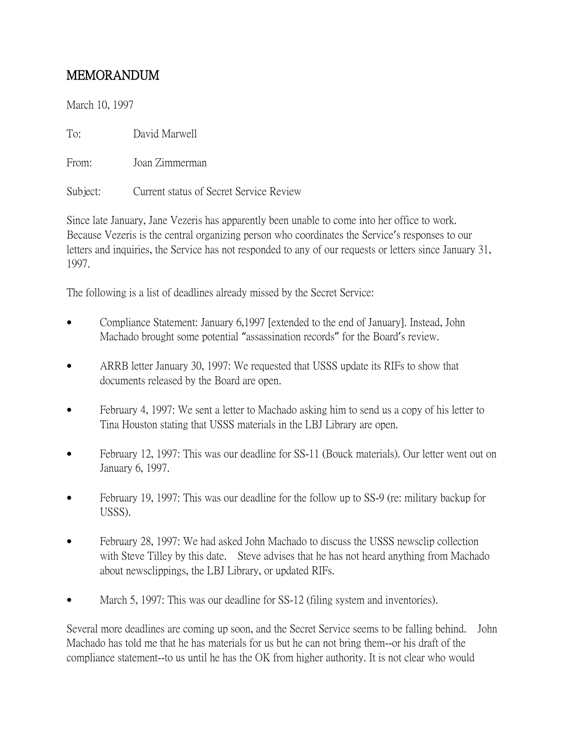# MEMORANDUM

March 10, 1997

To: David Marwell

From: Joan Zimmerman

Subject: Current status of Secret Service Review

Since late January, Jane Vezeris has apparently been unable to come into her office to work. Because Vezeris is the central organizing person who coordinates the Service's responses to our letters and inquiries, the Service has not responded to any of our requests or letters since January 31, 1997.

The following is a list of deadlines already missed by the Secret Service:

- Compliance Statement: January 6,1997 [extended to the end of January]. Instead, John Machado brought some potential "assassination records" for the Board's review.
- ARRB letter January 30, 1997: We requested that USSS update its RIFs to show that documents released by the Board are open.
- February 4, 1997: We sent a letter to Machado asking him to send us a copy of his letter to Tina Houston stating that USSS materials in the LBJ Library are open.
- February 12, 1997: This was our deadline for SS-11 (Bouck materials). Our letter went out on January 6, 1997.
- February 19, 1997: This was our deadline for the follow up to SS-9 (re: military backup for USSS).
- February 28, 1997: We had asked John Machado to discuss the USSS newsclip collection with Steve Tilley by this date. Steve advises that he has not heard anything from Machado about newsclippings, the LBJ Library, or updated RIFs.
- March 5, 1997: This was our deadline for SS-12 (filing system and inventories).

Several more deadlines are coming up soon, and the Secret Service seems to be falling behind. John Machado has told me that he has materials for us but he can not bring them--or his draft of the compliance statement--to us until he has the OK from higher authority. It is not clear who would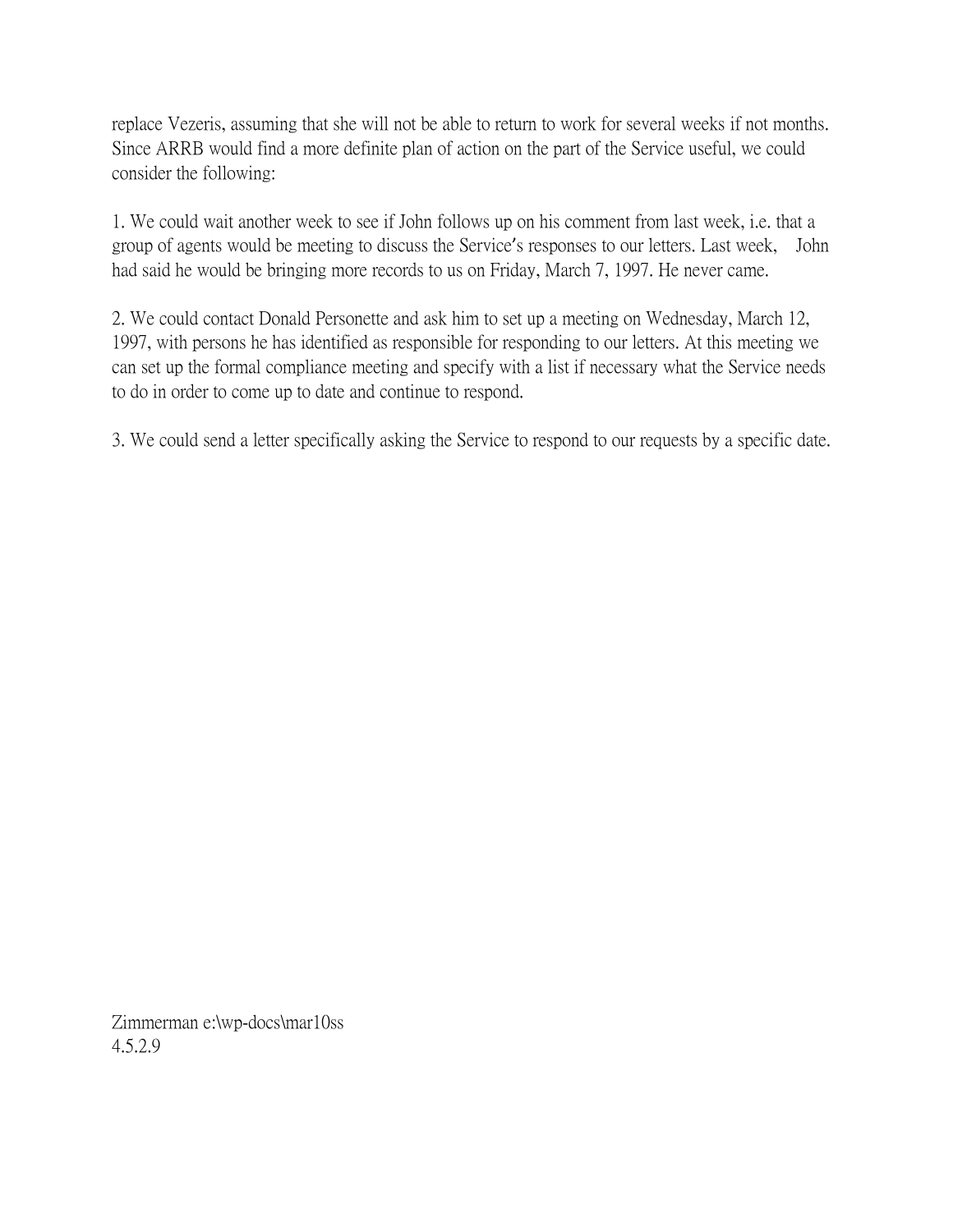replace Vezeris, assuming that she will not be able to return to work for several weeks if not months. Since ARRB would find a more definite plan of action on the part of the Service useful, we could consider the following:

1. We could wait another week to see if John follows up on his comment from last week, i.e. that a group of agents would be meeting to discuss the Service's responses to our letters. Last week, John had said he would be bringing more records to us on Friday, March 7, 1997. He never came.

2. We could contact Donald Personette and ask him to set up a meeting on Wednesday, March 12, 1997, with persons he has identified as responsible for responding to our letters. At this meeting we can set up the formal compliance meeting and specify with a list if necessary what the Service needs to do in order to come up to date and continue to respond.

3. We could send a letter specifically asking the Service to respond to our requests by a specific date.

Zimmerman e:\wp-docs\mar10ss
4.5.2.9